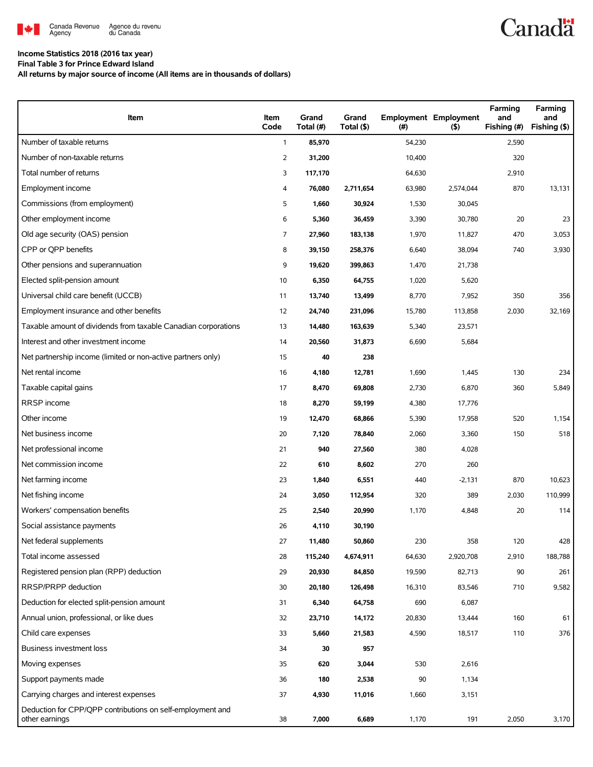Canada Revenue Agency / Agence du revenu du Canada

**Income Statistics 2018 (2016 tax year)**
**Final Table 3 for Prince Edward Island**
**All returns by major source of income (All items are in thousands of dollars)**

| Item | Item Code | Grand Total (#) | Grand Total ($) | Employment (#) | Employment ($) | Farming and Fishing (#) | Farming and Fishing ($) |
|---|---|---|---|---|---|---|---|
| Number of taxable returns | 1 | **85,970** | | 54,230 | | 2,590 | |
| Number of non-taxable returns | 2 | **31,200** | | 10,400 | | 320 | |
| Total number of returns | 3 | **117,170** | | 64,630 | | 2,910 | |
| Employment income | 4 | **76,080** | **2,711,654** | 63,980 | 2,574,044 | 870 | 13,131 |
| Commissions (from employment) | 5 | **1,660** | **30,924** | 1,530 | 30,045 | | |
| Other employment income | 6 | **5,360** | **36,459** | 3,390 | 30,780 | 20 | 23 |
| Old age security (OAS) pension | 7 | **27,960** | **183,138** | 1,970 | 11,827 | 470 | 3,053 |
| CPP or QPP benefits | 8 | **39,150** | **258,376** | 6,640 | 38,094 | 740 | 3,930 |
| Other pensions and superannuation | 9 | **19,620** | **399,863** | 1,470 | 21,738 | | |
| Elected split-pension amount | 10 | **6,350** | **64,755** | 1,020 | 5,620 | | |
| Universal child care benefit (UCCB) | 11 | **13,740** | **13,499** | 8,770 | 7,952 | 350 | 356 |
| Employment insurance and other benefits | 12 | **24,740** | **231,096** | 15,780 | 113,858 | 2,030 | 32,169 |
| Taxable amount of dividends from taxable Canadian corporations | 13 | **14,480** | **163,639** | 5,340 | 23,571 | | |
| Interest and other investment income | 14 | **20,560** | **31,873** | 6,690 | 5,684 | | |
| Net partnership income (limited or non-active partners only) | 15 | **40** | **238** | | | | |
| Net rental income | 16 | **4,180** | **12,781** | 1,690 | 1,445 | 130 | 234 |
| Taxable capital gains | 17 | **8,470** | **69,808** | 2,730 | 6,870 | 360 | 5,849 |
| RRSP income | 18 | **8,270** | **59,199** | 4,380 | 17,776 | | |
| Other income | 19 | **12,470** | **68,866** | 5,390 | 17,958 | 520 | 1,154 |
| Net business income | 20 | **7,120** | **78,840** | 2,060 | 3,360 | 150 | 518 |
| Net professional income | 21 | **940** | **27,560** | 380 | 4,028 | | |
| Net commission income | 22 | **610** | **8,602** | 270 | 260 | | |
| Net farming income | 23 | **1,840** | **6,551** | 440 | -2,131 | 870 | 10,623 |
| Net fishing income | 24 | **3,050** | **112,954** | 320 | 389 | 2,030 | 110,999 |
| Workers' compensation benefits | 25 | **2,540** | **20,990** | 1,170 | 4,848 | 20 | 114 |
| Social assistance payments | 26 | **4,110** | **30,190** | | | | |
| Net federal supplements | 27 | **11,480** | **50,860** | 230 | 358 | 120 | 428 |
| Total income assessed | 28 | **115,240** | **4,674,911** | 64,630 | 2,920,708 | 2,910 | 188,788 |
| Registered pension plan (RPP) deduction | 29 | **20,930** | **84,850** | 19,590 | 82,713 | 90 | 261 |
| RRSP/PRPP deduction | 30 | **20,180** | **126,498** | 16,310 | 83,546 | 710 | 9,582 |
| Deduction for elected split-pension amount | 31 | **6,340** | **64,758** | 690 | 6,087 | | |
| Annual union, professional, or like dues | 32 | **23,710** | **14,172** | 20,830 | 13,444 | 160 | 61 |
| Child care expenses | 33 | **5,660** | **21,583** | 4,590 | 18,517 | 110 | 376 |
| Business investment loss | 34 | **30** | **957** | | | | |
| Moving expenses | 35 | **620** | **3,044** | 530 | 2,616 | | |
| Support payments made | 36 | **180** | **2,538** | 90 | 1,134 | | |
| Carrying charges and interest expenses | 37 | **4,930** | **11,016** | 1,660 | 3,151 | | |
| Deduction for CPP/QPP contributions on self-employment and other earnings | 38 | **7,000** | **6,689** | 1,170 | 191 | 2,050 | 3,170 |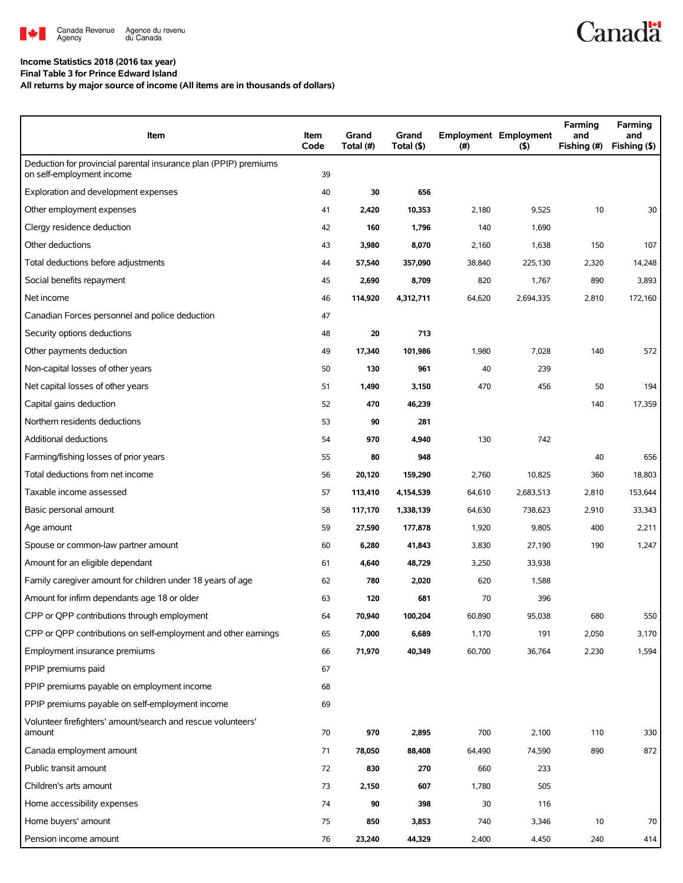**Income Statistics 2018 (2016 tax year)**
**Final Table 3 for Prince Edward Island**
**All returns by major source of income (All items are in thousands of dollars)**

| Item | Item Code | Grand Total (#) | Grand Total ($) | Employment (#) | Employment ($) | Farming and Fishing (#) | Farming and Fishing ($) |
|---|---|---|---|---|---|---|---|
| Deduction for provincial parental insurance plan (PPIP) premiums on self-employment income | 39 | | | | | | |
| Exploration and development expenses | 40 | **30** | **656** | | | | |
| Other employment expenses | 41 | **2,420** | **10,353** | 2,180 | 9,525 | 10 | 30 |
| Clergy residence deduction | 42 | **160** | **1,796** | 140 | 1,690 | | |
| Other deductions | 43 | **3,980** | **8,070** | 2,160 | 1,638 | 150 | 107 |
| Total deductions before adjustments | 44 | **57,540** | **357,090** | 38,840 | 225,130 | 2,320 | 14,248 |
| Social benefits repayment | 45 | **2,690** | **8,709** | 820 | 1,767 | 890 | 3,893 |
| Net income | 46 | **114,920** | **4,312,711** | 64,620 | 2,694,335 | 2,810 | 172,160 |
| Canadian Forces personnel and police deduction | 47 | | | | | | |
| Security options deductions | 48 | **20** | **713** | | | | |
| Other payments deduction | 49 | **17,340** | **101,986** | 1,980 | 7,028 | 140 | 572 |
| Non-capital losses of other years | 50 | **130** | **961** | 40 | 239 | | |
| Net capital losses of other years | 51 | **1,490** | **3,150** | 470 | 456 | 50 | 194 |
| Capital gains deduction | 52 | **470** | **46,239** | | | 140 | 17,359 |
| Northern residents deductions | 53 | **90** | **281** | | | | |
| Additional deductions | 54 | **970** | **4,940** | 130 | 742 | | |
| Farming/fishing losses of prior years | 55 | **80** | **948** | | | 40 | 656 |
| Total deductions from net income | 56 | **20,120** | **159,290** | 2,760 | 10,825 | 360 | 18,803 |
| Taxable income assessed | 57 | **113,410** | **4,154,539** | 64,610 | 2,683,513 | 2,810 | 153,644 |
| Basic personal amount | 58 | **117,170** | **1,338,139** | 64,630 | 738,623 | 2,910 | 33,343 |
| Age amount | 59 | **27,590** | **177,878** | 1,920 | 9,805 | 400 | 2,211 |
| Spouse or common-law partner amount | 60 | **6,280** | **41,843** | 3,830 | 27,190 | 190 | 1,247 |
| Amount for an eligible dependant | 61 | **4,640** | **48,729** | 3,250 | 33,938 | | |
| Family caregiver amount for children under 18 years of age | 62 | **780** | **2,020** | 620 | 1,588 | | |
| Amount for infirm dependants age 18 or older | 63 | **120** | **681** | 70 | 396 | | |
| CPP or QPP contributions through employment | 64 | **70,940** | **100,204** | 60,890 | 95,038 | 680 | 550 |
| CPP or QPP contributions on self-employment and other earnings | 65 | **7,000** | **6,689** | 1,170 | 191 | 2,050 | 3,170 |
| Employment insurance premiums | 66 | **71,970** | **40,349** | 60,700 | 36,764 | 2,230 | 1,594 |
| PPIP premiums paid | 67 | | | | | | |
| PPIP premiums payable on employment income | 68 | | | | | | |
| PPIP premiums payable on self-employment income | 69 | | | | | | |
| Volunteer firefighters' amount/search and rescue volunteers' amount | 70 | **970** | **2,895** | 700 | 2,100 | 110 | 330 |
| Canada employment amount | 71 | **78,050** | **88,408** | 64,490 | 74,590 | 890 | 872 |
| Public transit amount | 72 | **830** | **270** | 660 | 233 | | |
| Children's arts amount | 73 | **2,150** | **607** | 1,780 | 505 | | |
| Home accessibility expenses | 74 | **90** | **398** | 30 | 116 | | |
| Home buyers' amount | 75 | **850** | **3,853** | 740 | 3,346 | 10 | 70 |
| Pension income amount | 76 | **23,240** | **44,329** | 2,400 | 4,450 | 240 | 414 |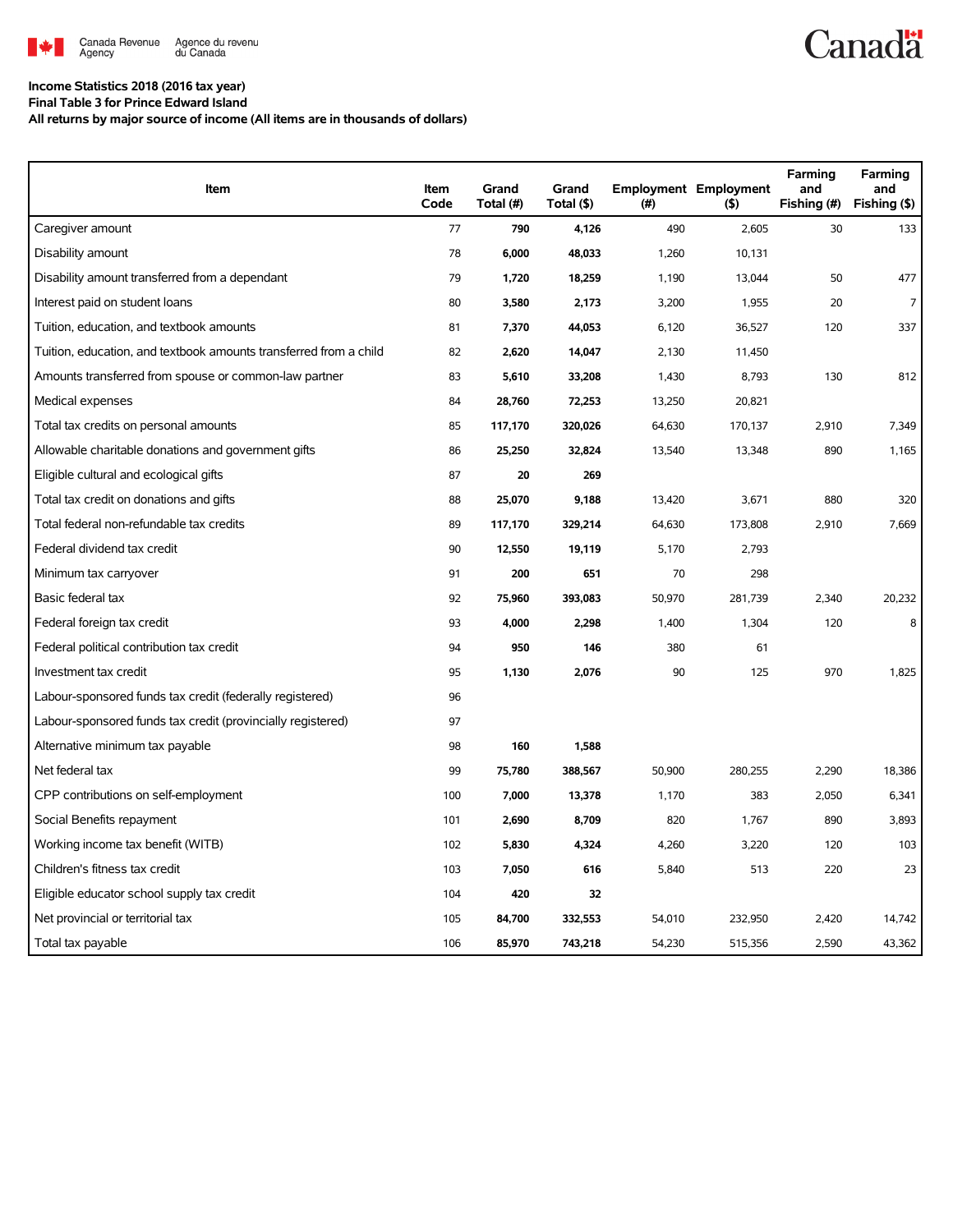**Income Statistics 2018 (2016 tax year)**
**Final Table 3 for Prince Edward Island**
**All returns by major source of income (All items are in thousands of dollars)**

| Item | Item Code | Grand Total (#) | Grand Total ($) | Employment (#) | Employment ($) | Farming and Fishing (#) | Farming and Fishing ($) |
|---|---|---|---|---|---|---|---|
| Caregiver amount | 77 | **790** | **4,126** | 490 | 2,605 | 30 | 133 |
| Disability amount | 78 | **6,000** | **48,033** | 1,260 | 10,131 | | |
| Disability amount transferred from a dependant | 79 | **1,720** | **18,259** | 1,190 | 13,044 | 50 | 477 |
| Interest paid on student loans | 80 | **3,580** | **2,173** | 3,200 | 1,955 | 20 | 7 |
| Tuition, education, and textbook amounts | 81 | **7,370** | **44,053** | 6,120 | 36,527 | 120 | 337 |
| Tuition, education, and textbook amounts transferred from a child | 82 | **2,620** | **14,047** | 2,130 | 11,450 | | |
| Amounts transferred from spouse or common-law partner | 83 | **5,610** | **33,208** | 1,430 | 8,793 | 130 | 812 |
| Medical expenses | 84 | **28,760** | **72,253** | 13,250 | 20,821 | | |
| Total tax credits on personal amounts | 85 | **117,170** | **320,026** | 64,630 | 170,137 | 2,910 | 7,349 |
| Allowable charitable donations and government gifts | 86 | **25,250** | **32,824** | 13,540 | 13,348 | 890 | 1,165 |
| Eligible cultural and ecological gifts | 87 | **20** | **269** | | | | |
| Total tax credit on donations and gifts | 88 | **25,070** | **9,188** | 13,420 | 3,671 | 880 | 320 |
| Total federal non-refundable tax credits | 89 | **117,170** | **329,214** | 64,630 | 173,808 | 2,910 | 7,669 |
| Federal dividend tax credit | 90 | **12,550** | **19,119** | 5,170 | 2,793 | | |
| Minimum tax carryover | 91 | **200** | **651** | 70 | 298 | | |
| Basic federal tax | 92 | **75,960** | **393,083** | 50,970 | 281,739 | 2,340 | 20,232 |
| Federal foreign tax credit | 93 | **4,000** | **2,298** | 1,400 | 1,304 | 120 | 8 |
| Federal political contribution tax credit | 94 | **950** | **146** | 380 | 61 | | |
| Investment tax credit | 95 | **1,130** | **2,076** | 90 | 125 | 970 | 1,825 |
| Labour-sponsored funds tax credit (federally registered) | 96 | | | | | | |
| Labour-sponsored funds tax credit (provincially registered) | 97 | | | | | | |
| Alternative minimum tax payable | 98 | **160** | **1,588** | | | | |
| Net federal tax | 99 | **75,780** | **388,567** | 50,900 | 280,255 | 2,290 | 18,386 |
| CPP contributions on self-employment | 100 | **7,000** | **13,378** | 1,170 | 383 | 2,050 | 6,341 |
| Social Benefits repayment | 101 | **2,690** | **8,709** | 820 | 1,767 | 890 | 3,893 |
| Working income tax benefit (WITB) | 102 | **5,830** | **4,324** | 4,260 | 3,220 | 120 | 103 |
| Children's fitness tax credit | 103 | **7,050** | **616** | 5,840 | 513 | 220 | 23 |
| Eligible educator school supply tax credit | 104 | **420** | **32** | | | | |
| Net provincial or territorial tax | 105 | **84,700** | **332,553** | 54,010 | 232,950 | 2,420 | 14,742 |
| Total tax payable | 106 | **85,970** | **743,218** | 54,230 | 515,356 | 2,590 | 43,362 |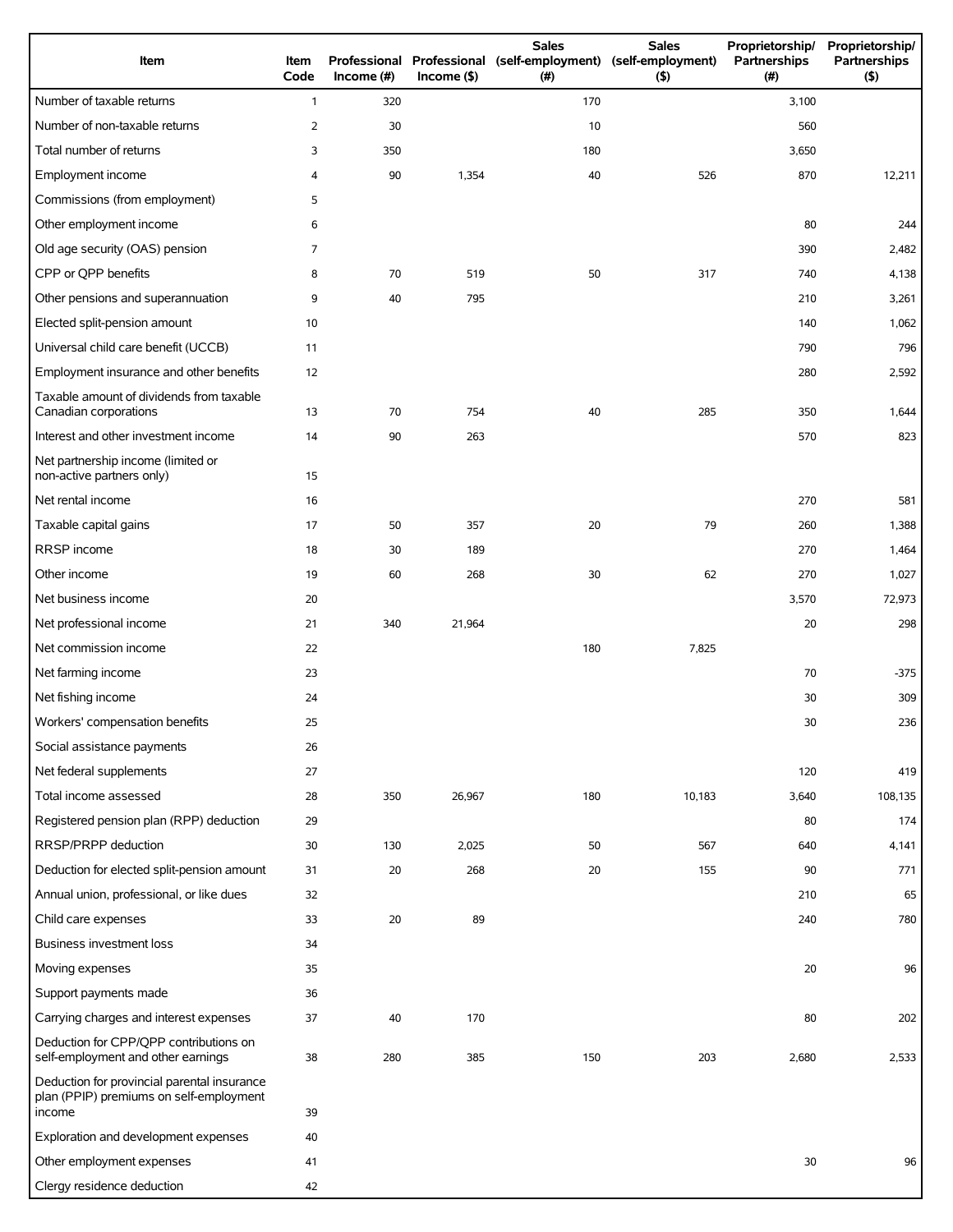| Item | Item Code | Professional Income (#) | Professional Income ($) | Sales (self-employment) (#) | Sales (self-employment) ($) | Proprietorship/ Partnerships (#) | Proprietorship/ Partnerships ($) |
|---|---|---|---|---|---|---|---|
| Number of taxable returns | 1 | 320 | | 170 | | 3,100 | |
| Number of non-taxable returns | 2 | 30 | | 10 | | 560 | |
| Total number of returns | 3 | 350 | | 180 | | 3,650 | |
| Employment income | 4 | 90 | 1,354 | 40 | 526 | 870 | 12,211 |
| Commissions (from employment) | 5 | | | | | | |
| Other employment income | 6 | | | | | 80 | 244 |
| Old age security (OAS) pension | 7 | | | | | 390 | 2,482 |
| CPP or QPP benefits | 8 | 70 | 519 | 50 | 317 | 740 | 4,138 |
| Other pensions and superannuation | 9 | 40 | 795 | | | 210 | 3,261 |
| Elected split-pension amount | 10 | | | | | 140 | 1,062 |
| Universal child care benefit (UCCB) | 11 | | | | | 790 | 796 |
| Employment insurance and other benefits | 12 | | | | | 280 | 2,592 |
| Taxable amount of dividends from taxable Canadian corporations | 13 | 70 | 754 | 40 | 285 | 350 | 1,644 |
| Interest and other investment income | 14 | 90 | 263 | | | 570 | 823 |
| Net partnership income (limited or non-active partners only) | 15 | | | | | | |
| Net rental income | 16 | | | | | 270 | 581 |
| Taxable capital gains | 17 | 50 | 357 | 20 | 79 | 260 | 1,388 |
| RRSP income | 18 | 30 | 189 | | | 270 | 1,464 |
| Other income | 19 | 60 | 268 | 30 | 62 | 270 | 1,027 |
| Net business income | 20 | | | | | 3,570 | 72,973 |
| Net professional income | 21 | 340 | 21,964 | | | 20 | 298 |
| Net commission income | 22 | | | 180 | 7,825 | | |
| Net farming income | 23 | | | | | 70 | -375 |
| Net fishing income | 24 | | | | | 30 | 309 |
| Workers' compensation benefits | 25 | | | | | 30 | 236 |
| Social assistance payments | 26 | | | | | | |
| Net federal supplements | 27 | | | | | 120 | 419 |
| Total income assessed | 28 | 350 | 26,967 | 180 | 10,183 | 3,640 | 108,135 |
| Registered pension plan (RPP) deduction | 29 | | | | | 80 | 174 |
| RRSP/PRPP deduction | 30 | 130 | 2,025 | 50 | 567 | 640 | 4,141 |
| Deduction for elected split-pension amount | 31 | 20 | 268 | 20 | 155 | 90 | 771 |
| Annual union, professional, or like dues | 32 | | | | | 210 | 65 |
| Child care expenses | 33 | 20 | 89 | | | 240 | 780 |
| Business investment loss | 34 | | | | | | |
| Moving expenses | 35 | | | | | 20 | 96 |
| Support payments made | 36 | | | | | | |
| Carrying charges and interest expenses | 37 | 40 | 170 | | | 80 | 202 |
| Deduction for CPP/QPP contributions on self-employment and other earnings | 38 | 280 | 385 | 150 | 203 | 2,680 | 2,533 |
| Deduction for provincial parental insurance plan (PPIP) premiums on self-employment income | 39 | | | | | | |
| Exploration and development expenses | 40 | | | | | | |
| Other employment expenses | 41 | | | | | 30 | 96 |
| Clergy residence deduction | 42 | | | | | | |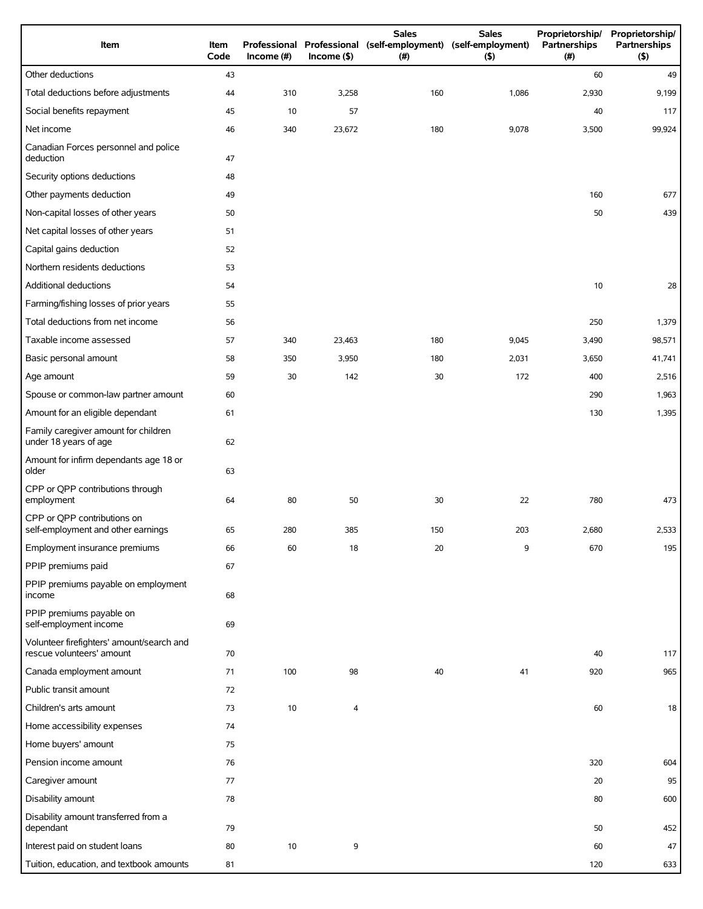| Item | Item Code | Professional Income (#) | Professional Income ($) | Sales (self-employment) (#) | Sales (self-employment) ($) | Proprietorship/ Partnerships (#) | Proprietorship/ Partnerships ($) |
|---|---|---|---|---|---|---|---|
| Other deductions | 43 | | | | | 60 | 49 |
| Total deductions before adjustments | 44 | 310 | 3,258 | 160 | 1,086 | 2,930 | 9,199 |
| Social benefits repayment | 45 | 10 | 57 | | | 40 | 117 |
| Net income | 46 | 340 | 23,672 | 180 | 9,078 | 3,500 | 99,924 |
| Canadian Forces personnel and police deduction | 47 | | | | | | |
| Security options deductions | 48 | | | | | | |
| Other payments deduction | 49 | | | | | 160 | 677 |
| Non-capital losses of other years | 50 | | | | | 50 | 439 |
| Net capital losses of other years | 51 | | | | | | |
| Capital gains deduction | 52 | | | | | | |
| Northern residents deductions | 53 | | | | | | |
| Additional deductions | 54 | | | | | 10 | 28 |
| Farming/fishing losses of prior years | 55 | | | | | | |
| Total deductions from net income | 56 | | | | | 250 | 1,379 |
| Taxable income assessed | 57 | 340 | 23,463 | 180 | 9,045 | 3,490 | 98,571 |
| Basic personal amount | 58 | 350 | 3,950 | 180 | 2,031 | 3,650 | 41,741 |
| Age amount | 59 | 30 | 142 | 30 | 172 | 400 | 2,516 |
| Spouse or common-law partner amount | 60 | | | | | 290 | 1,963 |
| Amount for an eligible dependant | 61 | | | | | 130 | 1,395 |
| Family caregiver amount for children under 18 years of age | 62 | | | | | | |
| Amount for infirm dependants age 18 or older | 63 | | | | | | |
| CPP or QPP contributions through employment | 64 | 80 | 50 | 30 | 22 | 780 | 473 |
| CPP or QPP contributions on self-employment and other earnings | 65 | 280 | 385 | 150 | 203 | 2,680 | 2,533 |
| Employment insurance premiums | 66 | 60 | 18 | 20 | 9 | 670 | 195 |
| PPIP premiums paid | 67 | | | | | | |
| PPIP premiums payable on employment income | 68 | | | | | | |
| PPIP premiums payable on self-employment income | 69 | | | | | | |
| Volunteer firefighters' amount/search and rescue volunteers' amount | 70 | | | | | 40 | 117 |
| Canada employment amount | 71 | 100 | 98 | 40 | 41 | 920 | 965 |
| Public transit amount | 72 | | | | | | |
| Children's arts amount | 73 | 10 | 4 | | | 60 | 18 |
| Home accessibility expenses | 74 | | | | | | |
| Home buyers' amount | 75 | | | | | | |
| Pension income amount | 76 | | | | | 320 | 604 |
| Caregiver amount | 77 | | | | | 20 | 95 |
| Disability amount | 78 | | | | | 80 | 600 |
| Disability amount transferred from a dependant | 79 | | | | | 50 | 452 |
| Interest paid on student loans | 80 | 10 | 9 | | | 60 | 47 |
| Tuition, education, and textbook amounts | 81 | | | | | 120 | 633 |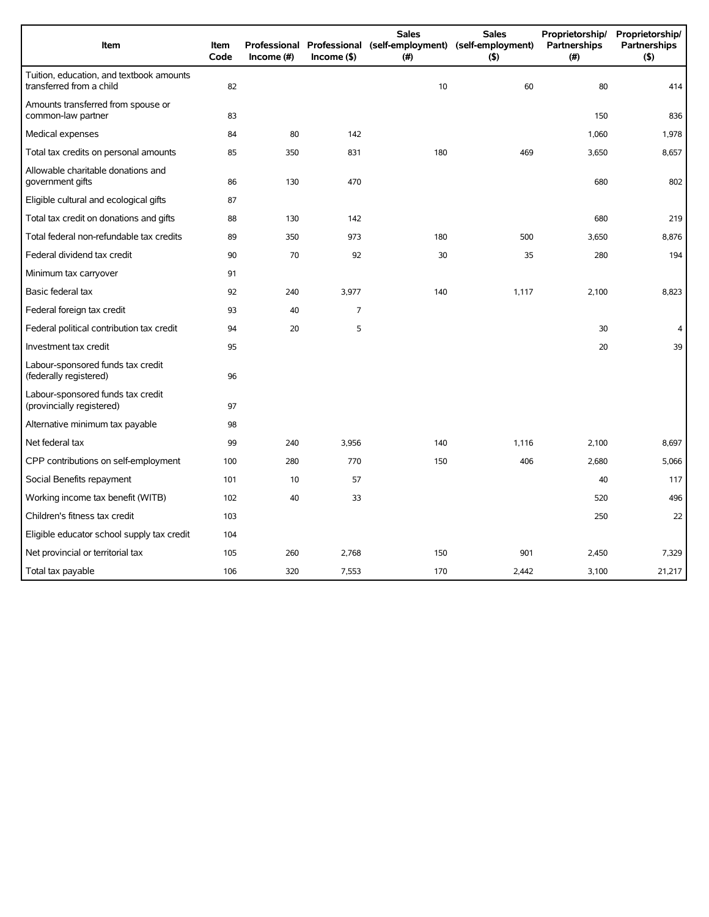| Item | Item Code | Professional Income (#) | Professional Income ($) | Sales (self-employment) (#) | Sales (self-employment) ($) | Proprietorship/ Partnerships (#) | Proprietorship/ Partnerships ($) |
|---|---|---|---|---|---|---|---|
| Tuition, education, and textbook amounts transferred from a child | 82 | | | 10 | 60 | 80 | 414 |
| Amounts transferred from spouse or common-law partner | 83 | | | | | 150 | 836 |
| Medical expenses | 84 | 80 | 142 | | | 1,060 | 1,978 |
| Total tax credits on personal amounts | 85 | 350 | 831 | 180 | 469 | 3,650 | 8,657 |
| Allowable charitable donations and government gifts | 86 | 130 | 470 | | | 680 | 802 |
| Eligible cultural and ecological gifts | 87 | | | | | | |
| Total tax credit on donations and gifts | 88 | 130 | 142 | | | 680 | 219 |
| Total federal non-refundable tax credits | 89 | 350 | 973 | 180 | 500 | 3,650 | 8,876 |
| Federal dividend tax credit | 90 | 70 | 92 | 30 | 35 | 280 | 194 |
| Minimum tax carryover | 91 | | | | | | |
| Basic federal tax | 92 | 240 | 3,977 | 140 | 1,117 | 2,100 | 8,823 |
| Federal foreign tax credit | 93 | 40 | 7 | | | | |
| Federal political contribution tax credit | 94 | 20 | 5 | | | 30 | 4 |
| Investment tax credit | 95 | | | | | 20 | 39 |
| Labour-sponsored funds tax credit (federally registered) | 96 | | | | | | |
| Labour-sponsored funds tax credit (provincially registered) | 97 | | | | | | |
| Alternative minimum tax payable | 98 | | | | | | |
| Net federal tax | 99 | 240 | 3,956 | 140 | 1,116 | 2,100 | 8,697 |
| CPP contributions on self-employment | 100 | 280 | 770 | 150 | 406 | 2,680 | 5,066 |
| Social Benefits repayment | 101 | 10 | 57 | | | 40 | 117 |
| Working income tax benefit (WITB) | 102 | 40 | 33 | | | 520 | 496 |
| Children's fitness tax credit | 103 | | | | | 250 | 22 |
| Eligible educator school supply tax credit | 104 | | | | | | |
| Net provincial or territorial tax | 105 | 260 | 2,768 | 150 | 901 | 2,450 | 7,329 |
| Total tax payable | 106 | 320 | 7,553 | 170 | 2,442 | 3,100 | 21,217 |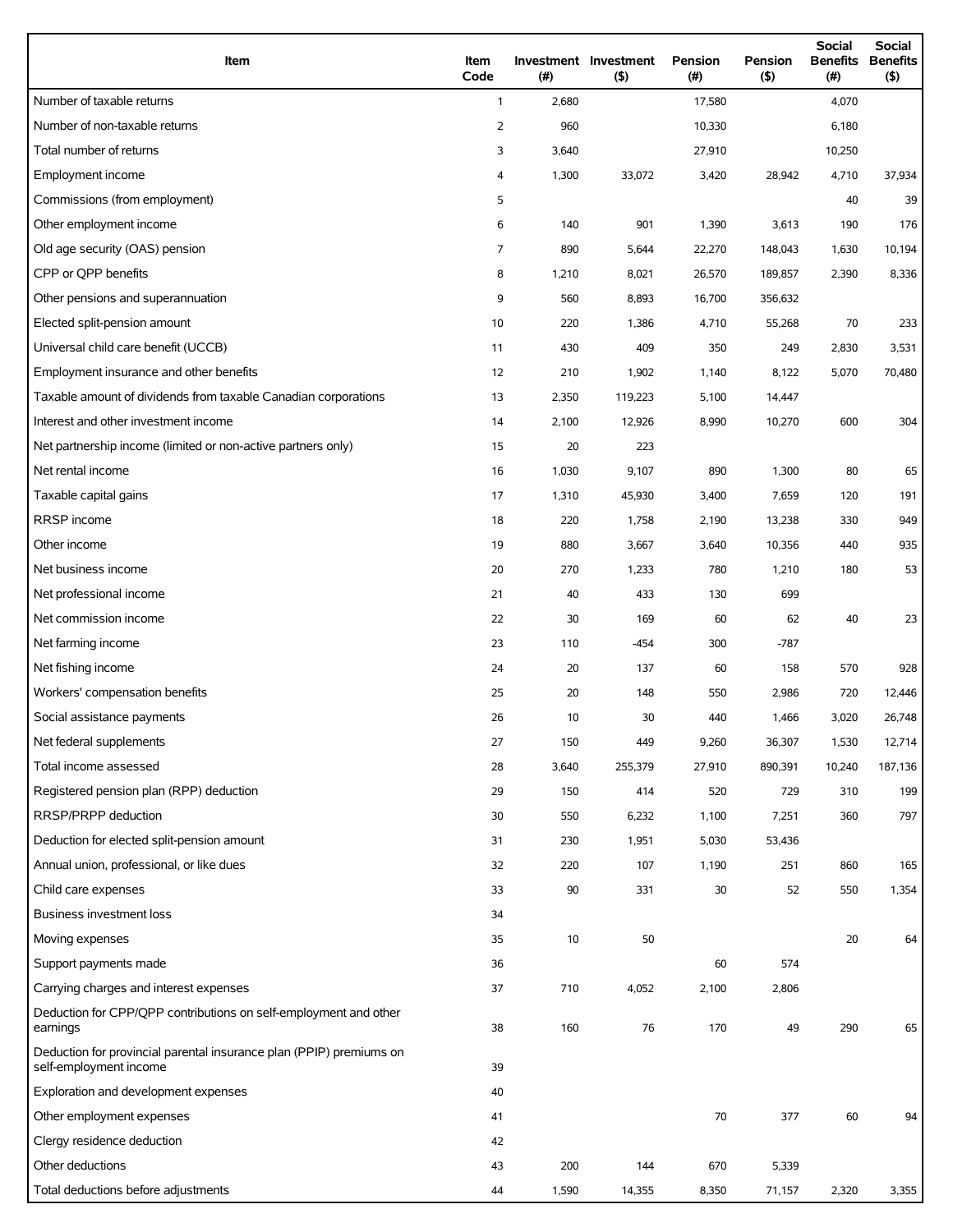| Item | Item Code | Investment (#) | Investment ($) | Pension (#) | Pension ($) | Social Benefits (#) | Social Benefits ($) |
|---|---|---|---|---|---|---|---|
| Number of taxable returns | 1 | 2,680 | | 17,580 | | 4,070 | |
| Number of non-taxable returns | 2 | 960 | | 10,330 | | 6,180 | |
| Total number of returns | 3 | 3,640 | | 27,910 | | 10,250 | |
| Employment income | 4 | 1,300 | 33,072 | 3,420 | 28,942 | 4,710 | 37,934 |
| Commissions (from employment) | 5 | | | | | 40 | 39 |
| Other employment income | 6 | 140 | 901 | 1,390 | 3,613 | 190 | 176 |
| Old age security (OAS) pension | 7 | 890 | 5,644 | 22,270 | 148,043 | 1,630 | 10,194 |
| CPP or QPP benefits | 8 | 1,210 | 8,021 | 26,570 | 189,857 | 2,390 | 8,336 |
| Other pensions and superannuation | 9 | 560 | 8,893 | 16,700 | 356,632 | | |
| Elected split-pension amount | 10 | 220 | 1,386 | 4,710 | 55,268 | 70 | 233 |
| Universal child care benefit (UCCB) | 11 | 430 | 409 | 350 | 249 | 2,830 | 3,531 |
| Employment insurance and other benefits | 12 | 210 | 1,902 | 1,140 | 8,122 | 5,070 | 70,480 |
| Taxable amount of dividends from taxable Canadian corporations | 13 | 2,350 | 119,223 | 5,100 | 14,447 | | |
| Interest and other investment income | 14 | 2,100 | 12,926 | 8,990 | 10,270 | 600 | 304 |
| Net partnership income (limited or non-active partners only) | 15 | 20 | 223 | | | | |
| Net rental income | 16 | 1,030 | 9,107 | 890 | 1,300 | 80 | 65 |
| Taxable capital gains | 17 | 1,310 | 45,930 | 3,400 | 7,659 | 120 | 191 |
| RRSP income | 18 | 220 | 1,758 | 2,190 | 13,238 | 330 | 949 |
| Other income | 19 | 880 | 3,667 | 3,640 | 10,356 | 440 | 935 |
| Net business income | 20 | 270 | 1,233 | 780 | 1,210 | 180 | 53 |
| Net professional income | 21 | 40 | 433 | 130 | 699 | | |
| Net commission income | 22 | 30 | 169 | 60 | 62 | 40 | 23 |
| Net farming income | 23 | 110 | -454 | 300 | -787 | | |
| Net fishing income | 24 | 20 | 137 | 60 | 158 | 570 | 928 |
| Workers' compensation benefits | 25 | 20 | 148 | 550 | 2,986 | 720 | 12,446 |
| Social assistance payments | 26 | 10 | 30 | 440 | 1,466 | 3,020 | 26,748 |
| Net federal supplements | 27 | 150 | 449 | 9,260 | 36,307 | 1,530 | 12,714 |
| Total income assessed | 28 | 3,640 | 255,379 | 27,910 | 890,391 | 10,240 | 187,136 |
| Registered pension plan (RPP) deduction | 29 | 150 | 414 | 520 | 729 | 310 | 199 |
| RRSP/PRPP deduction | 30 | 550 | 6,232 | 1,100 | 7,251 | 360 | 797 |
| Deduction for elected split-pension amount | 31 | 230 | 1,951 | 5,030 | 53,436 | | |
| Annual union, professional, or like dues | 32 | 220 | 107 | 1,190 | 251 | 860 | 165 |
| Child care expenses | 33 | 90 | 331 | 30 | 52 | 550 | 1,354 |
| Business investment loss | 34 | | | | | | |
| Moving expenses | 35 | 10 | 50 | | | 20 | 64 |
| Support payments made | 36 | | | 60 | 574 | | |
| Carrying charges and interest expenses | 37 | 710 | 4,052 | 2,100 | 2,806 | | |
| Deduction for CPP/QPP contributions on self-employment and other earnings | 38 | 160 | 76 | 170 | 49 | 290 | 65 |
| Deduction for provincial parental insurance plan (PPIP) premiums on self-employment income | 39 | | | | | | |
| Exploration and development expenses | 40 | | | | | | |
| Other employment expenses | 41 | | | 70 | 377 | 60 | 94 |
| Clergy residence deduction | 42 | | | | | | |
| Other deductions | 43 | 200 | 144 | 670 | 5,339 | | |
| Total deductions before adjustments | 44 | 1,590 | 14,355 | 8,350 | 71,157 | 2,320 | 3,355 |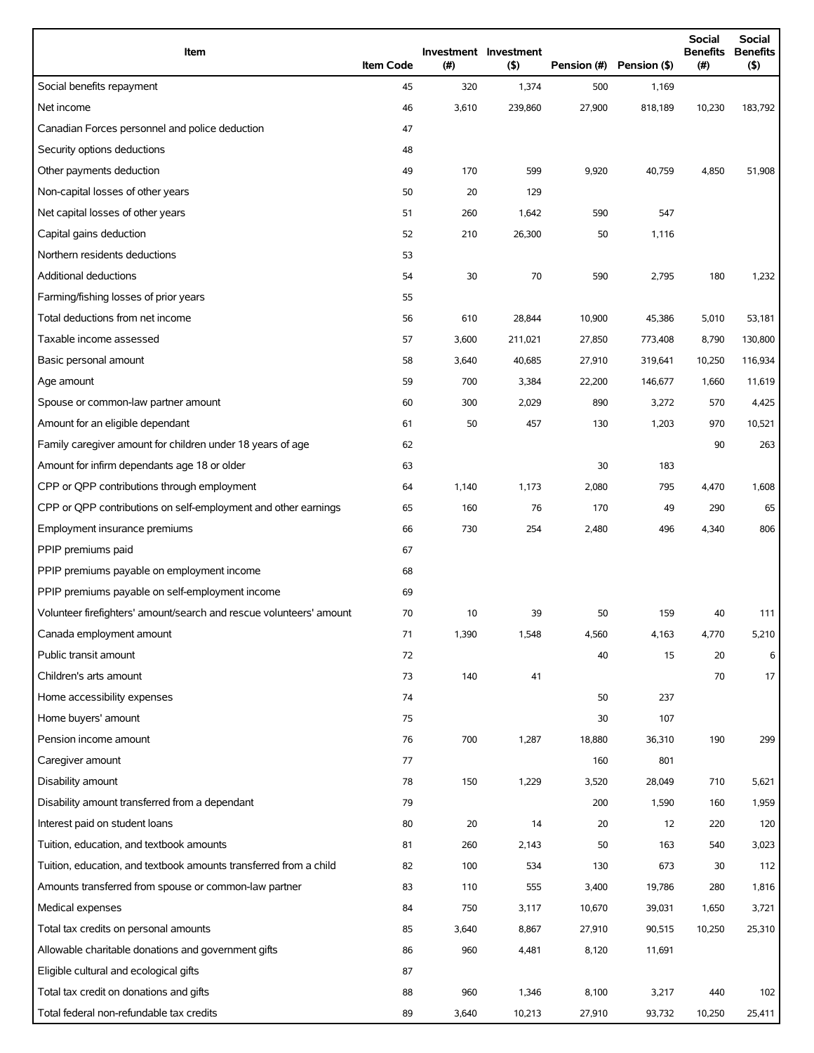| Item | Item Code | Investment (#) | Investment ($) | Pension (#) | Pension ($) | Social Benefits (#) | Social Benefits ($) |
|---|---|---|---|---|---|---|---|
| Social benefits repayment | 45 | 320 | 1,374 | 500 | 1,169 | | |
| Net income | 46 | 3,610 | 239,860 | 27,900 | 818,189 | 10,230 | 183,792 |
| Canadian Forces personnel and police deduction | 47 | | | | | | |
| Security options deductions | 48 | | | | | | |
| Other payments deduction | 49 | 170 | 599 | 9,920 | 40,759 | 4,850 | 51,908 |
| Non-capital losses of other years | 50 | 20 | 129 | | | | |
| Net capital losses of other years | 51 | 260 | 1,642 | 590 | 547 | | |
| Capital gains deduction | 52 | 210 | 26,300 | 50 | 1,116 | | |
| Northern residents deductions | 53 | | | | | | |
| Additional deductions | 54 | 30 | 70 | 590 | 2,795 | 180 | 1,232 |
| Farming/fishing losses of prior years | 55 | | | | | | |
| Total deductions from net income | 56 | 610 | 28,844 | 10,900 | 45,386 | 5,010 | 53,181 |
| Taxable income assessed | 57 | 3,600 | 211,021 | 27,850 | 773,408 | 8,790 | 130,800 |
| Basic personal amount | 58 | 3,640 | 40,685 | 27,910 | 319,641 | 10,250 | 116,934 |
| Age amount | 59 | 700 | 3,384 | 22,200 | 146,677 | 1,660 | 11,619 |
| Spouse or common-law partner amount | 60 | 300 | 2,029 | 890 | 3,272 | 570 | 4,425 |
| Amount for an eligible dependant | 61 | 50 | 457 | 130 | 1,203 | 970 | 10,521 |
| Family caregiver amount for children under 18 years of age | 62 | | | | | 90 | 263 |
| Amount for infirm dependants age 18 or older | 63 | | | 30 | 183 | | |
| CPP or QPP contributions through employment | 64 | 1,140 | 1,173 | 2,080 | 795 | 4,470 | 1,608 |
| CPP or QPP contributions on self-employment and other earnings | 65 | 160 | 76 | 170 | 49 | 290 | 65 |
| Employment insurance premiums | 66 | 730 | 254 | 2,480 | 496 | 4,340 | 806 |
| PPIP premiums paid | 67 | | | | | | |
| PPIP premiums payable on employment income | 68 | | | | | | |
| PPIP premiums payable on self-employment income | 69 | | | | | | |
| Volunteer firefighters' amount/search and rescue volunteers' amount | 70 | 10 | 39 | 50 | 159 | 40 | 111 |
| Canada employment amount | 71 | 1,390 | 1,548 | 4,560 | 4,163 | 4,770 | 5,210 |
| Public transit amount | 72 | | | 40 | 15 | 20 | 6 |
| Children's arts amount | 73 | 140 | 41 | | | 70 | 17 |
| Home accessibility expenses | 74 | | | 50 | 237 | | |
| Home buyers' amount | 75 | | | 30 | 107 | | |
| Pension income amount | 76 | 700 | 1,287 | 18,880 | 36,310 | 190 | 299 |
| Caregiver amount | 77 | | | 160 | 801 | | |
| Disability amount | 78 | 150 | 1,229 | 3,520 | 28,049 | 710 | 5,621 |
| Disability amount transferred from a dependant | 79 | | | 200 | 1,590 | 160 | 1,959 |
| Interest paid on student loans | 80 | 20 | 14 | 20 | 12 | 220 | 120 |
| Tuition, education, and textbook amounts | 81 | 260 | 2,143 | 50 | 163 | 540 | 3,023 |
| Tuition, education, and textbook amounts transferred from a child | 82 | 100 | 534 | 130 | 673 | 30 | 112 |
| Amounts transferred from spouse or common-law partner | 83 | 110 | 555 | 3,400 | 19,786 | 280 | 1,816 |
| Medical expenses | 84 | 750 | 3,117 | 10,670 | 39,031 | 1,650 | 3,721 |
| Total tax credits on personal amounts | 85 | 3,640 | 8,867 | 27,910 | 90,515 | 10,250 | 25,310 |
| Allowable charitable donations and government gifts | 86 | 960 | 4,481 | 8,120 | 11,691 | | |
| Eligible cultural and ecological gifts | 87 | | | | | | |
| Total tax credit on donations and gifts | 88 | 960 | 1,346 | 8,100 | 3,217 | 440 | 102 |
| Total federal non-refundable tax credits | 89 | 3,640 | 10,213 | 27,910 | 93,732 | 10,250 | 25,411 |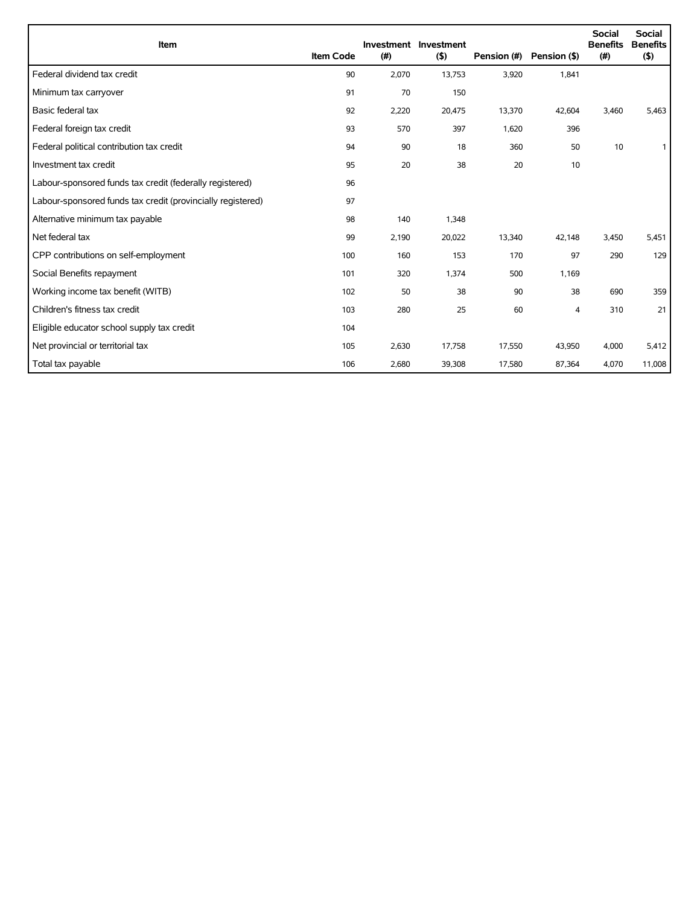| Item | Item Code | Investment (#) | Investment ($) | Pension (#) | Pension ($) | Social Benefits (#) | Social Benefits ($) |
|---|---|---|---|---|---|---|---|
| Federal dividend tax credit | 90 | 2,070 | 13,753 | 3,920 | 1,841 | | |
| Minimum tax carryover | 91 | 70 | 150 | | | | |
| Basic federal tax | 92 | 2,220 | 20,475 | 13,370 | 42,604 | 3,460 | 5,463 |
| Federal foreign tax credit | 93 | 570 | 397 | 1,620 | 396 | | |
| Federal political contribution tax credit | 94 | 90 | 18 | 360 | 50 | 10 | 1 |
| Investment tax credit | 95 | 20 | 38 | 20 | 10 | | |
| Labour-sponsored funds tax credit (federally registered) | 96 | | | | | | |
| Labour-sponsored funds tax credit (provincially registered) | 97 | | | | | | |
| Alternative minimum tax payable | 98 | 140 | 1,348 | | | | |
| Net federal tax | 99 | 2,190 | 20,022 | 13,340 | 42,148 | 3,450 | 5,451 |
| CPP contributions on self-employment | 100 | 160 | 153 | 170 | 97 | 290 | 129 |
| Social Benefits repayment | 101 | 320 | 1,374 | 500 | 1,169 | | |
| Working income tax benefit (WITB) | 102 | 50 | 38 | 90 | 38 | 690 | 359 |
| Children's fitness tax credit | 103 | 280 | 25 | 60 | 4 | 310 | 21 |
| Eligible educator school supply tax credit | 104 | | | | | | |
| Net provincial or territorial tax | 105 | 2,630 | 17,758 | 17,550 | 43,950 | 4,000 | 5,412 |
| Total tax payable | 106 | 2,680 | 39,308 | 17,580 | 87,364 | 4,070 | 11,008 |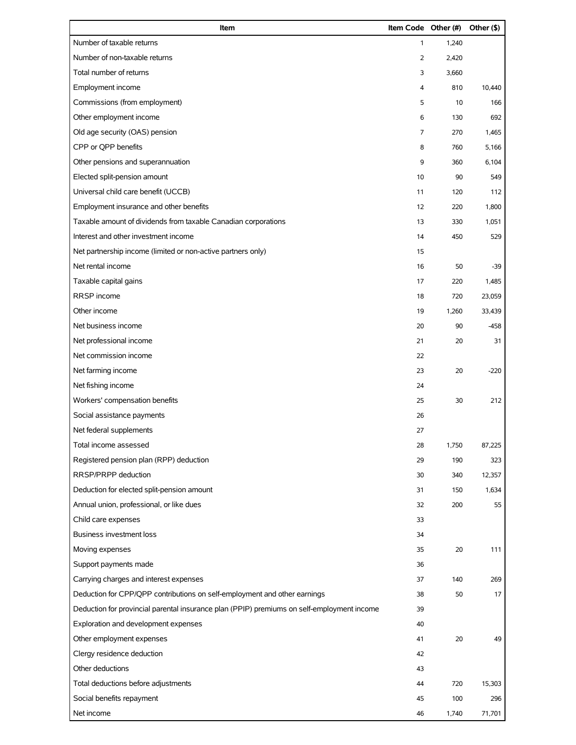| Item | Item Code | Other (#) | Other ($) |
|---|---|---|---|
| Number of taxable returns | 1 | 1,240 | |
| Number of non-taxable returns | 2 | 2,420 | |
| Total number of returns | 3 | 3,660 | |
| Employment income | 4 | 810 | 10,440 |
| Commissions (from employment) | 5 | 10 | 166 |
| Other employment income | 6 | 130 | 692 |
| Old age security (OAS) pension | 7 | 270 | 1,465 |
| CPP or QPP benefits | 8 | 760 | 5,166 |
| Other pensions and superannuation | 9 | 360 | 6,104 |
| Elected split-pension amount | 10 | 90 | 549 |
| Universal child care benefit (UCCB) | 11 | 120 | 112 |
| Employment insurance and other benefits | 12 | 220 | 1,800 |
| Taxable amount of dividends from taxable Canadian corporations | 13 | 330 | 1,051 |
| Interest and other investment income | 14 | 450 | 529 |
| Net partnership income (limited or non-active partners only) | 15 | | |
| Net rental income | 16 | 50 | -39 |
| Taxable capital gains | 17 | 220 | 1,485 |
| RRSP income | 18 | 720 | 23,059 |
| Other income | 19 | 1,260 | 33,439 |
| Net business income | 20 | 90 | -458 |
| Net professional income | 21 | 20 | 31 |
| Net commission income | 22 | | |
| Net farming income | 23 | 20 | -220 |
| Net fishing income | 24 | | |
| Workers' compensation benefits | 25 | 30 | 212 |
| Social assistance payments | 26 | | |
| Net federal supplements | 27 | | |
| Total income assessed | 28 | 1,750 | 87,225 |
| Registered pension plan (RPP) deduction | 29 | 190 | 323 |
| RRSP/PRPP deduction | 30 | 340 | 12,357 |
| Deduction for elected split-pension amount | 31 | 150 | 1,634 |
| Annual union, professional, or like dues | 32 | 200 | 55 |
| Child care expenses | 33 | | |
| Business investment loss | 34 | | |
| Moving expenses | 35 | 20 | 111 |
| Support payments made | 36 | | |
| Carrying charges and interest expenses | 37 | 140 | 269 |
| Deduction for CPP/QPP contributions on self-employment and other earnings | 38 | 50 | 17 |
| Deduction for provincial parental insurance plan (PPIP) premiums on self-employment income | 39 | | |
| Exploration and development expenses | 40 | | |
| Other employment expenses | 41 | 20 | 49 |
| Clergy residence deduction | 42 | | |
| Other deductions | 43 | | |
| Total deductions before adjustments | 44 | 720 | 15,303 |
| Social benefits repayment | 45 | 100 | 296 |
| Net income | 46 | 1,740 | 71,701 |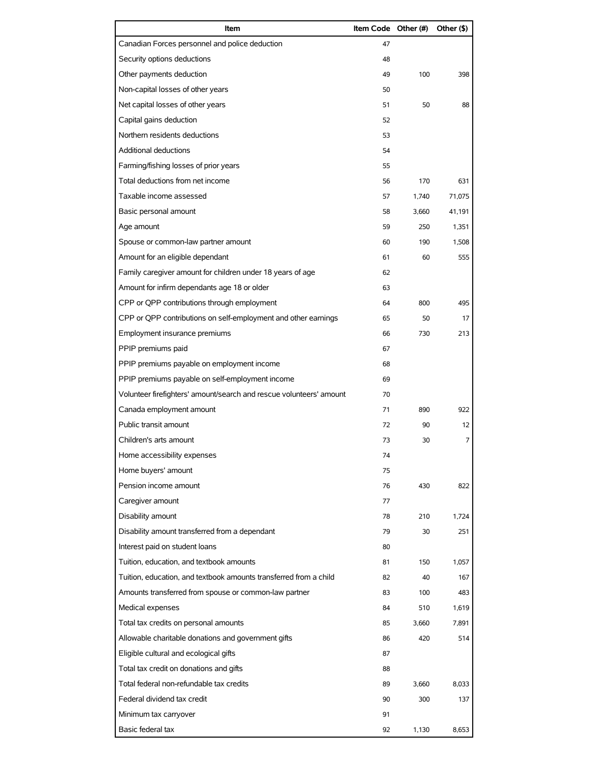| Item | Item Code | Other (#) | Other ($) |
|---|---|---|---|
| Canadian Forces personnel and police deduction | 47 | | |
| Security options deductions | 48 | | |
| Other payments deduction | 49 | 100 | 398 |
| Non-capital losses of other years | 50 | | |
| Net capital losses of other years | 51 | 50 | 88 |
| Capital gains deduction | 52 | | |
| Northern residents deductions | 53 | | |
| Additional deductions | 54 | | |
| Farming/fishing losses of prior years | 55 | | |
| Total deductions from net income | 56 | 170 | 631 |
| Taxable income assessed | 57 | 1,740 | 71,075 |
| Basic personal amount | 58 | 3,660 | 41,191 |
| Age amount | 59 | 250 | 1,351 |
| Spouse or common-law partner amount | 60 | 190 | 1,508 |
| Amount for an eligible dependant | 61 | 60 | 555 |
| Family caregiver amount for children under 18 years of age | 62 | | |
| Amount for infirm dependants age 18 or older | 63 | | |
| CPP or QPP contributions through employment | 64 | 800 | 495 |
| CPP or QPP contributions on self-employment and other earnings | 65 | 50 | 17 |
| Employment insurance premiums | 66 | 730 | 213 |
| PPIP premiums paid | 67 | | |
| PPIP premiums payable on employment income | 68 | | |
| PPIP premiums payable on self-employment income | 69 | | |
| Volunteer firefighters' amount/search and rescue volunteers' amount | 70 | | |
| Canada employment amount | 71 | 890 | 922 |
| Public transit amount | 72 | 90 | 12 |
| Children's arts amount | 73 | 30 | 7 |
| Home accessibility expenses | 74 | | |
| Home buyers' amount | 75 | | |
| Pension income amount | 76 | 430 | 822 |
| Caregiver amount | 77 | | |
| Disability amount | 78 | 210 | 1,724 |
| Disability amount transferred from a dependant | 79 | 30 | 251 |
| Interest paid on student loans | 80 | | |
| Tuition, education, and textbook amounts | 81 | 150 | 1,057 |
| Tuition, education, and textbook amounts transferred from a child | 82 | 40 | 167 |
| Amounts transferred from spouse or common-law partner | 83 | 100 | 483 |
| Medical expenses | 84 | 510 | 1,619 |
| Total tax credits on personal amounts | 85 | 3,660 | 7,891 |
| Allowable charitable donations and government gifts | 86 | 420 | 514 |
| Eligible cultural and ecological gifts | 87 | | |
| Total tax credit on donations and gifts | 88 | | |
| Total federal non-refundable tax credits | 89 | 3,660 | 8,033 |
| Federal dividend tax credit | 90 | 300 | 137 |
| Minimum tax carryover | 91 | | |
| Basic federal tax | 92 | 1,130 | 8,653 |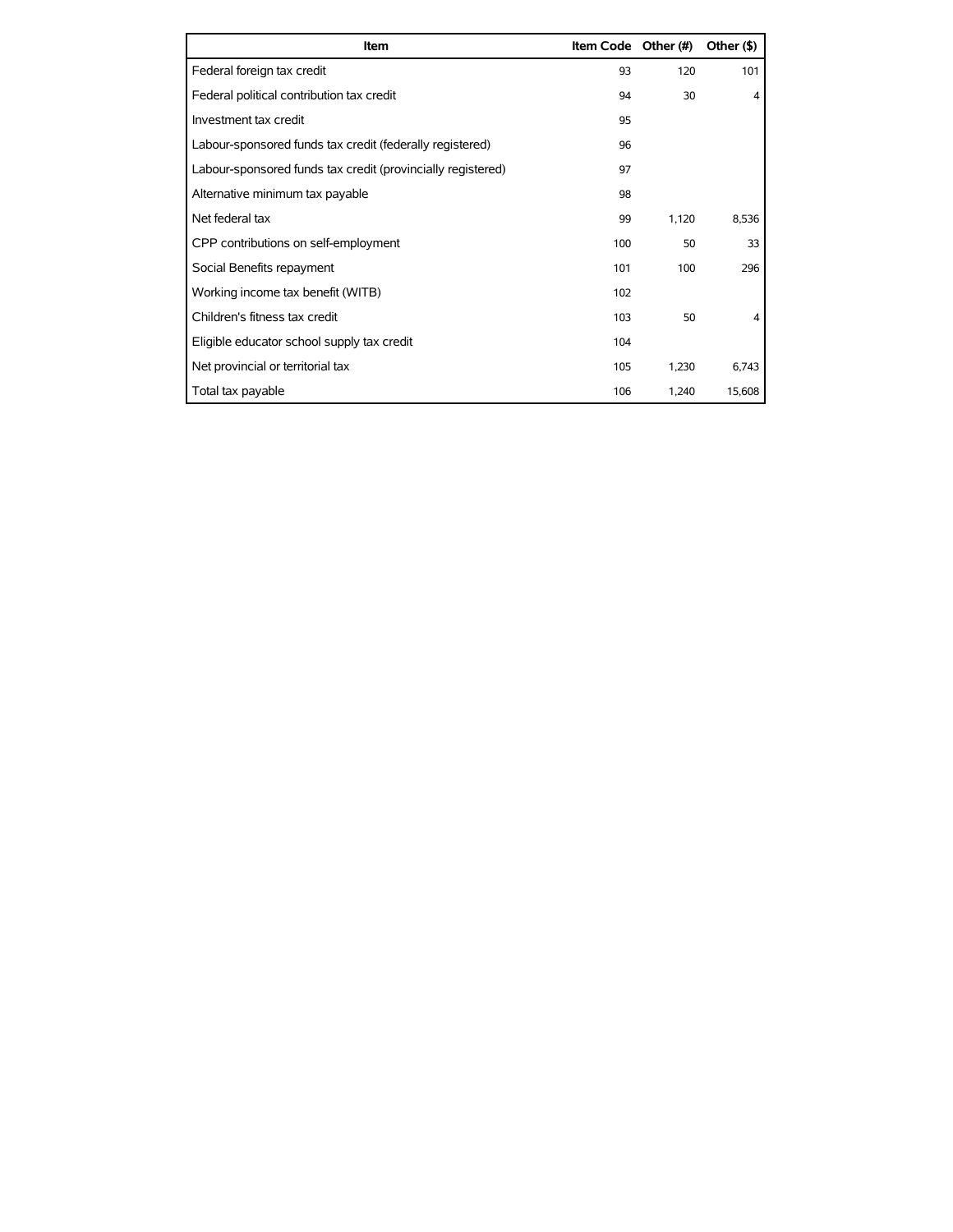| Item | Item Code | Other (#) | Other ($) |
|---|---|---|---|
| Federal foreign tax credit | 93 | 120 | 101 |
| Federal political contribution tax credit | 94 | 30 | 4 |
| Investment tax credit | 95 | | |
| Labour-sponsored funds tax credit (federally registered) | 96 | | |
| Labour-sponsored funds tax credit (provincially registered) | 97 | | |
| Alternative minimum tax payable | 98 | | |
| Net federal tax | 99 | 1,120 | 8,536 |
| CPP contributions on self-employment | 100 | 50 | 33 |
| Social Benefits repayment | 101 | 100 | 296 |
| Working income tax benefit (WITB) | 102 | | |
| Children's fitness tax credit | 103 | 50 | 4 |
| Eligible educator school supply tax credit | 104 | | |
| Net provincial or territorial tax | 105 | 1,230 | 6,743 |
| Total tax payable | 106 | 1,240 | 15,608 |